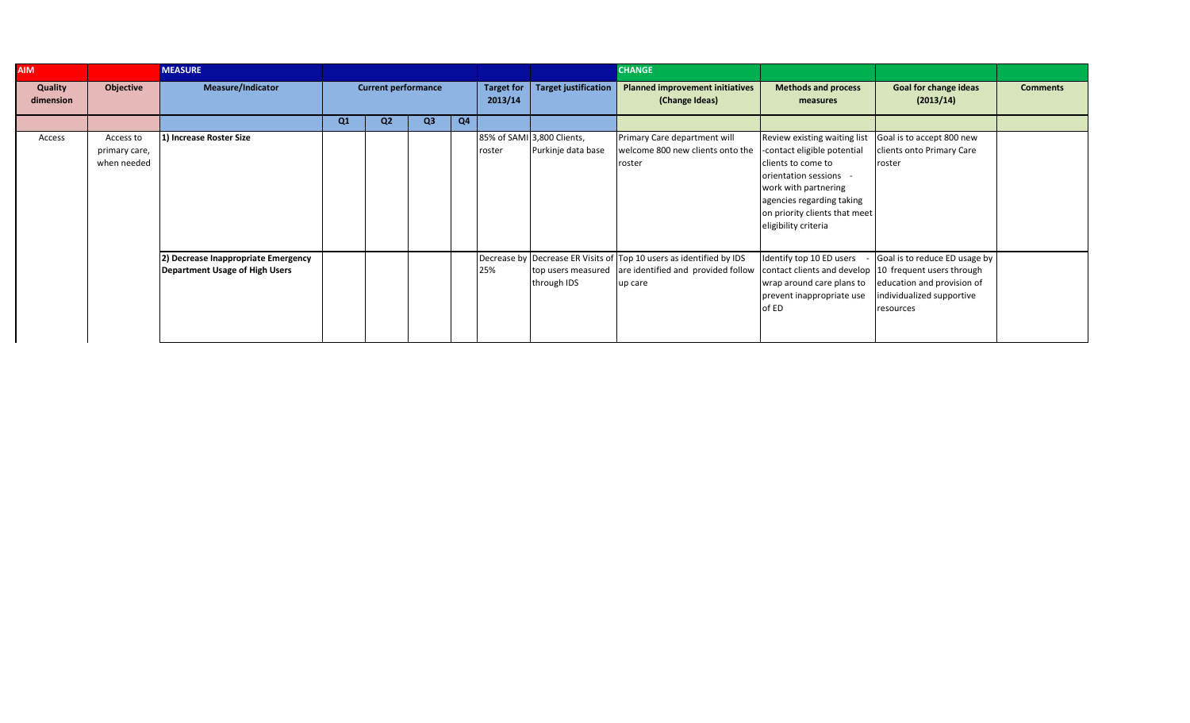| AIM | | MEASURE | | | | | | | CHANGE | | | |
|---|---|---|---|---|---|---|---|---|---|---|---|---|
| Quality dimension | Objective | Measure/Indicator | Current performance | | | | Target for 2013/14 | Target justification | Planned improvement initiatives (Change Ideas) | Methods and process measures | Goal for change ideas (2013/14) | Comments |
| | | | Q1 | Q2 | Q3 | Q4 | | | | | | |
| Access | Access to primary care, when needed | **1) Increase Roster Size** | | | | | 85% of SAMI roster | 3,800 Clients, Purkinje data base | Primary Care department will welcome 800 new clients onto the roster | Review existing waiting list -contact eligible potential clients to come to orientation sessions - work with partnering agencies regarding taking on priority clients that meet eligibility criteria | Goal is to accept 800 new clients onto Primary Care roster | |
| | | **2) Decrease Inappropriate Emergency Department Usage of High Users** | | | | | Decrease by 25% | Decrease ER Visits of top users measured through IDS | Top 10 users as identified by IDS are identified and provided follow up care | Identify top 10 ED users - contact clients and develop wrap around care plans to prevent inappropriate use of ED | Goal is to reduce ED usage by 10 frequent users through education and provision of individualized supportive resources | |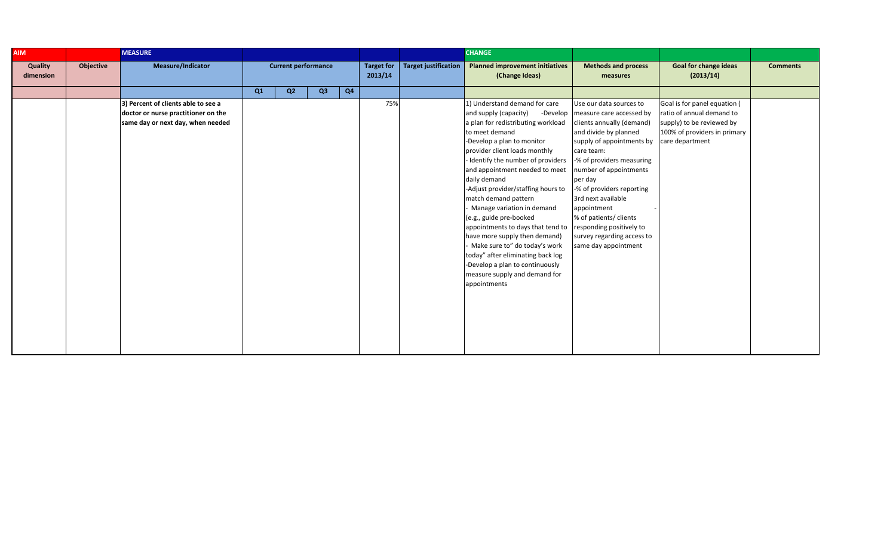| AIM | | MEASURE | | | | | | | CHANGE | | | |
|---|---|---|---|---|---|---|---|---|---|---|---|---|
| Quality dimension | Objective | Measure/Indicator | Current performance | | | | Target for 2013/14 | Target justification | Planned improvement initiatives (Change Ideas) | Methods and process measures | Goal for change ideas (2013/14) | Comments |
| | | | Q1 | Q2 | Q3 | Q4 | | | | | | |
| | | 3) Percent of clients able to see a doctor or nurse practitioner on the same day or next day, when needed | | | | | 75% | | 1) Understand demand for care and supply (capacity) -Develop a plan for redistributing workload to meet demand<br>-Develop a plan to monitor provider client loads monthly<br>- Identify the number of providers and appointment needed to meet daily demand<br>-Adjust provider/staffing hours to match demand pattern<br>- Manage variation in demand (e.g., guide pre-booked appointments to days that tend to have more supply then demand)<br>- Make sure to" do today's work today" after eliminating back log<br>-Develop a plan to continuously measure supply and demand for appointments | Use our data sources to measure care accessed by clients annually (demand) and divide by planned supply of appointments by care team:<br>-% of providers measuring number of appointments per day<br>-% of providers reporting 3rd next available appointment -<br>% of patients/ clients responding positively to survey regarding access to same day appointment | Goal is for panel equation ( ratio of annual demand to supply) to be reviewed by 100% of providers in primary care department | |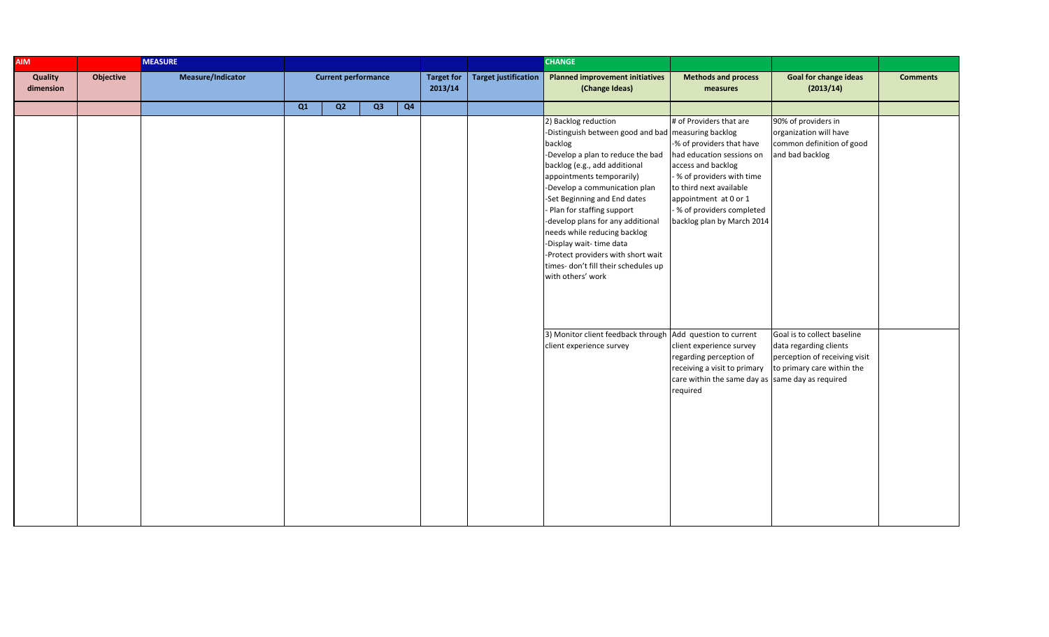| AIM | | MEASURE | | | | | | | CHANGE | | | |
|---|---|---|---|---|---|---|---|---|---|---|---|---|
| Quality dimension | Objective | Measure/Indicator | Current performance | | | | Target for 2013/14 | Target justification | Planned improvement initiatives (Change Ideas) | Methods and process measures | Goal for change ideas (2013/14) | Comments |
| | | | Q1 | Q2 | Q3 | Q4 | | | | | | |
| | | | | | | | | | 2) Backlog reduction<br>-Distinguish between good and bad backlog<br>-Develop a plan to reduce the bad backlog (e.g., add additional appointments temporarily)<br>-Develop a communication plan<br>-Set Beginning and End dates<br>- Plan for staffing support<br>-develop plans for any additional needs while reducing backlog<br>-Display wait- time data<br>-Protect providers with short wait times- don't fill their schedules up with others' work | # of Providers that are measuring backlog<br>-% of providers that have had education sessions on access and backlog<br>- % of providers with time to third next available appointment at 0 or 1<br>- % of providers completed backlog plan by March 2014 | 90% of providers in organization will have common definition of good and bad backlog | |
| | | | | | | | | | 3) Monitor client feedback through client experience survey | Add question to current client experience survey regarding perception of receiving a visit to primary care within the same day as required | Goal is to collect baseline data regarding clients perception of receiving visit to primary care within the same day as required | |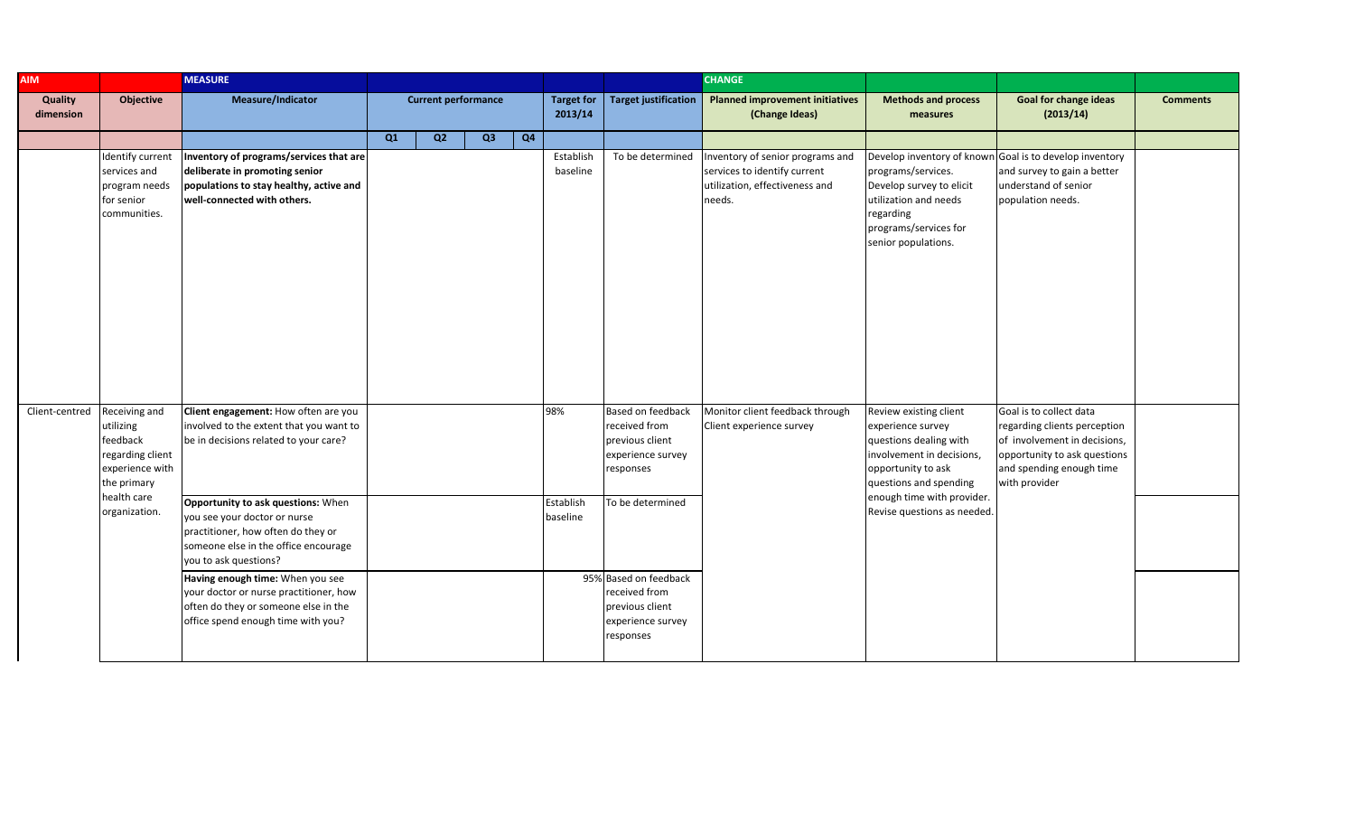| AIM | | MEASURE | | | | | | | CHANGE | | | |
|---|---|---|---|---|---|---|---|---|---|---|---|---|
| Quality dimension | Objective | Measure/Indicator | Current performance | | | | Target for 2013/14 | Target justification | Planned improvement initiatives (Change Ideas) | Methods and process measures | Goal for change ideas (2013/14) | Comments |
| | | | Q1 | Q2 | Q3 | Q4 | | | | | | |
| | Identify current services and program needs for senior communities. | **Inventory of programs/services that are deliberate in promoting senior populations to stay healthy, active and well-connected with others.** | | | | | Establish baseline | To be determined | Inventory of senior programs and services to identify current utilization, effectiveness and needs. | Develop inventory of known programs/services. Develop survey to elicit utilization and needs regarding programs/services for senior populations. | Goal is to develop inventory and survey to gain a better understand of senior population needs. | |
| Client-centred | Receiving and utilizing feedback regarding client experience with the primary health care organization. | **Client engagement:** How often are you involved to the extent that you want to be in decisions related to your care? | | | | | 98% | Based on feedback received from previous client experience survey responses | Monitor client feedback through Client experience survey | Review existing client experience survey questions dealing with involvement in decisions, opportunity to ask questions and spending enough time with provider. Revise questions as needed. | Goal is to collect data regarding clients perception of involvement in decisions, opportunity to ask questions and spending enough time with provider | |
| | | **Opportunity to ask questions:** When you see your doctor or nurse practitioner, how often do they or someone else in the office encourage you to ask questions? | | | | | Establish baseline | To be determined | | | | |
| | | **Having enough time:** When you see your doctor or nurse practitioner, how often do they or someone else in the office spend enough time with you? | | | | | 95% | Based on feedback received from previous client experience survey responses | | | | |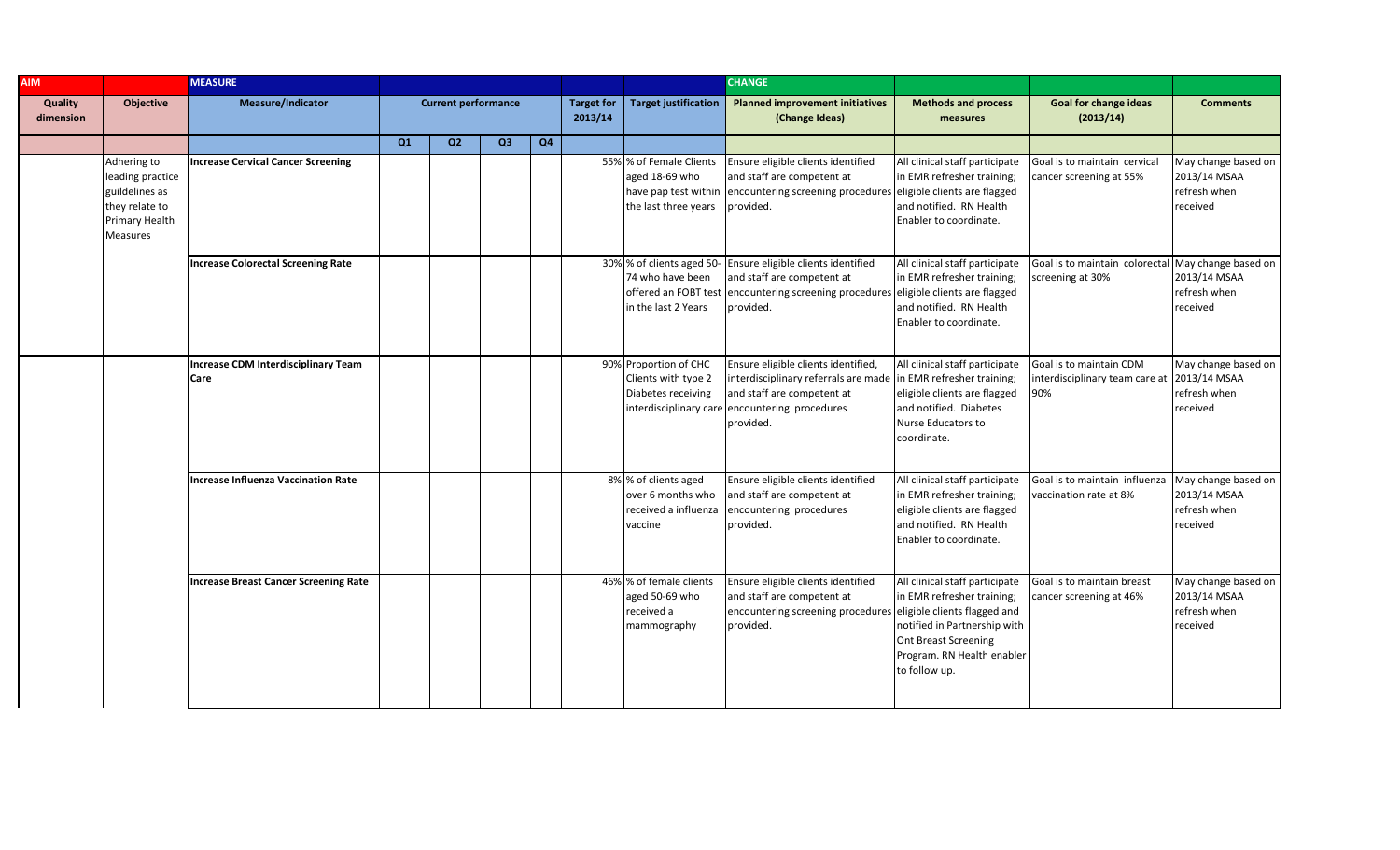| AIM | | MEASURE | | | | | | | CHANGE | | | |
|---|---|---|---|---|---|---|---|---|---|---|---|---|
| Quality dimension | Objective | Measure/Indicator | Current performance | | | | Target for 2013/14 | Target justification | Planned improvement initiatives (Change Ideas) | Methods and process measures | Goal for change ideas (2013/14) | Comments |
| | | | Q1 | Q2 | Q3 | Q4 | | | | | | |
| | Adhering to leading practice guildelines as they relate to Primary Health Measures | **Increase Cervical Cancer Screening** | | | | | 55% | % of Female Clients aged 18-69 who have pap test within the last three years | Ensure eligible clients identified and staff are competent at encountering screening procedures provided. | All clinical staff participate in EMR refresher training; eligible clients are flagged and notified. RN Health Enabler to coordinate. | Goal is to maintain cervical cancer screening at 55% | May change based on 2013/14 MSAA refresh when received |
| | | **Increase Colorectal Screening Rate** | | | | | 30% | % of clients aged 50-74 who have been offered an FOBT test in the last 2 Years | Ensure eligible clients identified and staff are competent at encountering screening procedures provided. | All clinical staff participate in EMR refresher training; eligible clients are flagged and notified. RN Health Enabler to coordinate. | Goal is to maintain colorectal screening at 30% | May change based on 2013/14 MSAA refresh when received |
| | | **Increase CDM Interdisciplinary Team Care** | | | | | 90% | Proportion of CHC Clients with type 2 Diabetes receiving interdisciplinary care | Ensure eligible clients identified, interdisciplinary referrals are made and staff are competent at encountering procedures provided. | All clinical staff participate in EMR refresher training; eligible clients are flagged and notified. Diabetes Nurse Educators to coordinate. | Goal is to maintain CDM interdisciplinary team care at 90% | May change based on 2013/14 MSAA refresh when received |
| | | **Increase Influenza Vaccination Rate** | | | | | 8% | % of clients aged over 6 months who received a influenza vaccine | Ensure eligible clients identified and staff are competent at encountering procedures provided. | All clinical staff participate in EMR refresher training; eligible clients are flagged and notified. RN Health Enabler to coordinate. | Goal is to maintain influenza vaccination rate at 8% | May change based on 2013/14 MSAA refresh when received |
| | | **Increase Breast Cancer Screening Rate** | | | | | 46% | % of female clients aged 50-69 who received a mammography | Ensure eligible clients identified and staff are competent at encountering screening procedures provided. | All clinical staff participate in EMR refresher training; eligible clients flagged and notified in Partnership with Ont Breast Screening Program. RN Health enabler to follow up. | Goal is to maintain breast cancer screening at 46% | May change based on 2013/14 MSAA refresh when received |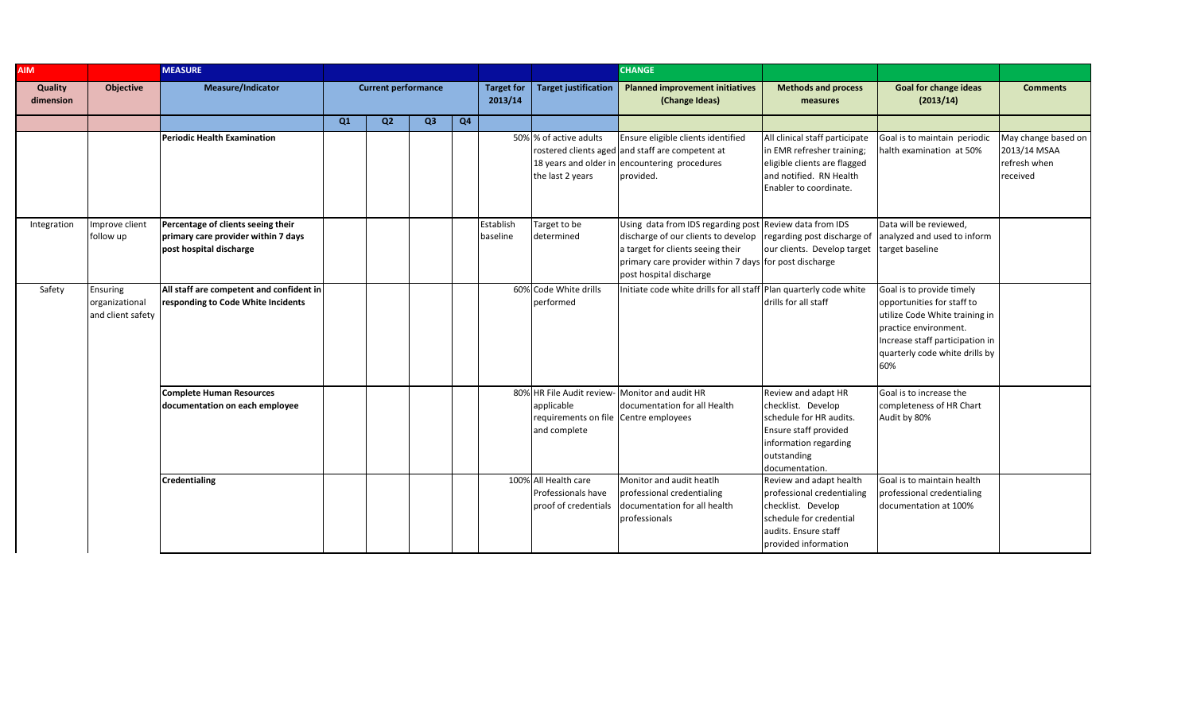| AIM | | MEASURE | | | | | | | CHANGE | | | |
|---|---|---|---|---|---|---|---|---|---|---|---|---|
| **Quality dimension** | **Objective** | **Measure/Indicator** | **Current performance** | | | | **Target for 2013/14** | **Target justification** | **Planned improvement initiatives (Change Ideas)** | **Methods and process measures** | **Goal for change ideas (2013/14)** | **Comments** |
| | | | **Q1** | **Q2** | **Q3** | **Q4** | | | | | | |
| | | **Periodic Health Examination** | | | | | 50% | % of active adults rostered clients aged 18 years and older in the last 2 years | Ensure eligible clients identified and staff are competent at encountering procedures provided. | All clinical staff participate in EMR refresher training; eligible clients are flagged and notified. RN Health Enabler to coordinate. | Goal is to maintain periodic halth examination at 50% | May change based on 2013/14 MSAA refresh when received |
| Integration | Improve client follow up | **Percentage of clients seeing their primary care provider within 7 days post hospital discharge** | | | | | Establish baseline | Target to be determined | Using data from IDS regarding post discharge of our clients to develop a target for clients seeing their primary care provider within 7 days post hospital discharge | Review data from IDS regarding post discharge of our clients. Develop target for post discharge | Data will be reviewed, analyzed and used to inform target baseline | |
| Safety | Ensuring organizational and client safety | **All staff are competent and confident in responding to Code White Incidents** | | | | | 60% | Code White drills performed | Initiate code white drills for all staff | Plan quarterly code white drills for all staff | Goal is to provide timely opportunities for staff to utilize Code White training in practice environment. Increase staff participation in quarterly code white drills by 60% | |
| | | **Complete Human Resources documentation on each employee** | | | | | 80% | HR File Audit review- applicable requirements on file and complete | Monitor and audit HR documentation for all Health Centre employees | Review and adapt HR checklist. Develop schedule for HR audits. Ensure staff provided information regarding outstanding documentation. | Goal is to increase the completeness of HR Chart Audit by 80% | |
| | | **Credentialing** | | | | | 100% | All Health care Professionals have proof of credentials | Monitor and audit heatlh professional credentialing documentation for all health professionals | Review and adapt health professional credentialing checklist. Develop schedule for credential audits. Ensure staff provided information | Goal is to maintain health professional credentialing documentation at 100% | |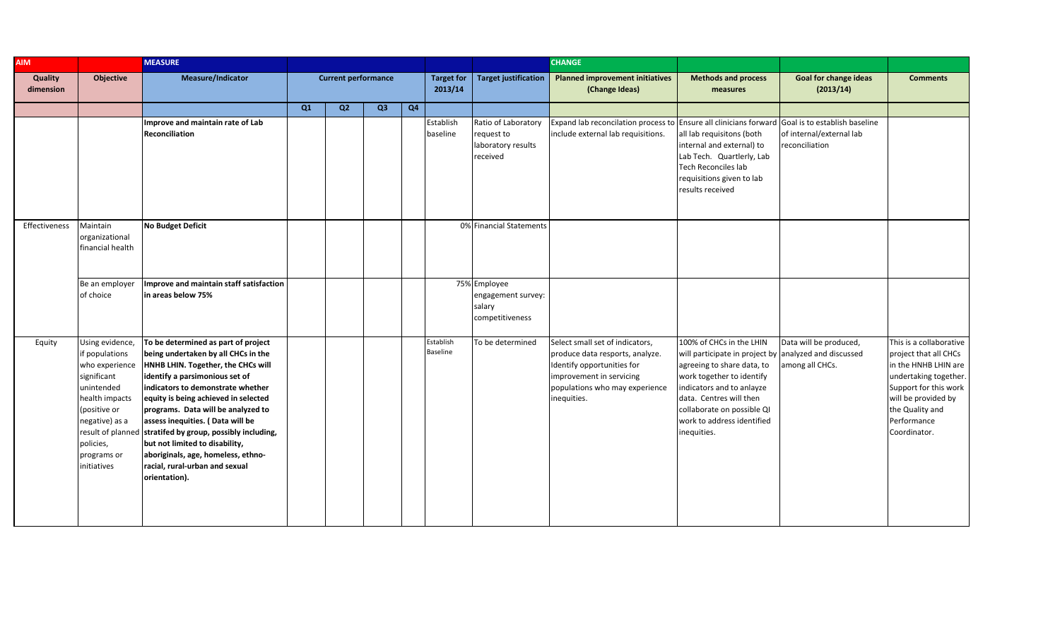| AIM | | MEASURE | | | | | | | CHANGE | | | |
|---|---|---|---|---|---|---|---|---|---|---|---|---|
| **Quality dimension** | **Objective** | **Measure/Indicator** | **Current performance** | | | | **Target for 2013/14** | **Target justification** | **Planned improvement initiatives (Change Ideas)** | **Methods and process measures** | **Goal for change ideas (2013/14)** | **Comments** |
| | | | **Q1** | **Q2** | **Q3** | **Q4** | | | | | | |
| | | **Improve and maintain rate of Lab Reconciliation** | | | | | Establish baseline | Ratio of Laboratory request to laboratory results received | Expand lab reconciliation process to include external lab requisitions. | Ensure all clinicians forward all lab requisitons (both internal and external) to Lab Tech. Quartlerly, Lab Tech Reconciles lab requisitions given to lab results received | Goal is to establish baseline of internal/external lab reconciliation | |
| Effectiveness | Maintain organizational financial health | **No Budget Deficit** | | | | | 0% | Financial Statements | | | | |
| | Be an employer of choice | **Improve and maintain staff satisfaction in areas below 75%** | | | | | 75% | Employee engagement survey: salary competitiveness | | | | |
| Equity | Using evidence, if populations who experience significant unintended health impacts (positive or negative) as a result of planned policies, programs or initiatives | **To be determined as part of project being undertaken by all CHCs in the HNHB LHIN. Together, the CHCs will identify a parsimonious set of indicators to demonstrate whether equity is being achieved in selected programs. Data will be analyzed to assess inequities. ( Data will be stratifed by group, possibly including, but not limited to disability, aboriginals, age, homeless, ethno-racial, rural-urban and sexual orientation).** | | | | | Establish Baseline | To be determined | Select small set of indicators, produce data resports, analyze. Identify opportunities for improvement in servicing populations who may experience inequities. | 100% of CHCs in the LHIN will participate in project by agreeing to share data, to work together to identify indicators and to anlayze data. Centres will then collaborate on possible QI work to address identified inequities. | Data will be produced, analyzed and discussed among all CHCs. | This is a collaborative project that all CHCs in the HNHB LHIN are undertaking together. Support for this work will be provided by the Quality and Performance Coordinator. |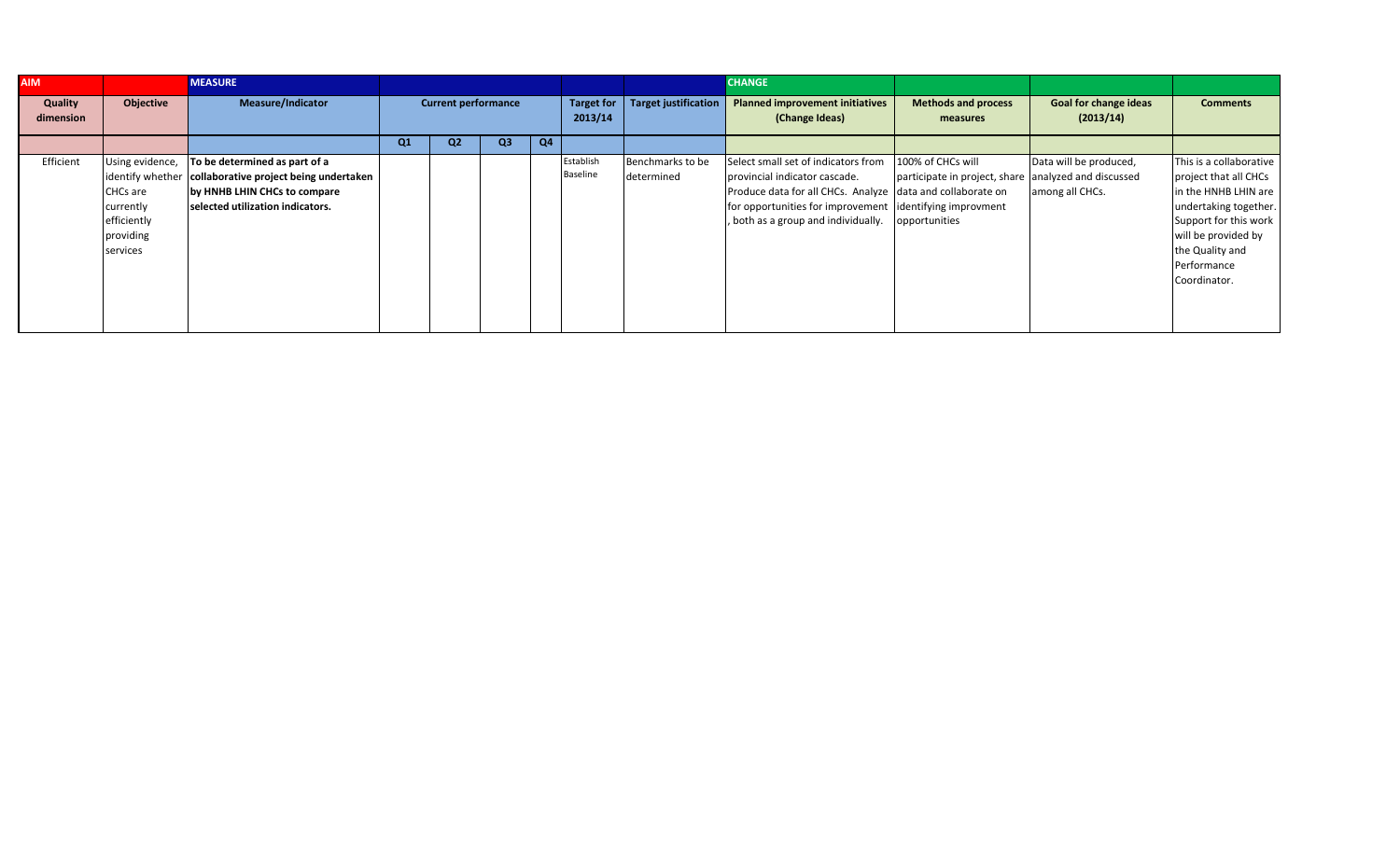| AIM | | MEASURE | | | | | | | CHANGE | | | |
|---|---|---|---|---|---|---|---|---|---|---|---|---|
| **Quality dimension** | **Objective** | **Measure/Indicator** | **Current performance** | | | | **Target for 2013/14** | **Target justification** | **Planned improvement initiatives (Change Ideas)** | **Methods and process measures** | **Goal for change ideas (2013/14)** | **Comments** |
| | | | **Q1** | **Q2** | **Q3** | **Q4** | | | | | | |
| Efficient | Using evidence, identify whether CHCs are currently efficiently providing services | **To be determined as part of a collaborative project being undertaken by HNHB LHIN CHCs to compare selected utilization indicators.** | | | | | Establish Baseline | Benchmarks to be determined | Select small set of indicators from provincial indicator cascade. Produce data for all CHCs. Analyze for opportunities for improvement , both as a group and individually. | 100% of CHCs will participate in project, share data and collaborate on identifying improvment opportunities | Data will be produced, analyzed and discussed among all CHCs. | This is a collaborative project that all CHCs in the HNHB LHIN are undertaking together. Support for this work will be provided by the Quality and Performance Coordinator. |